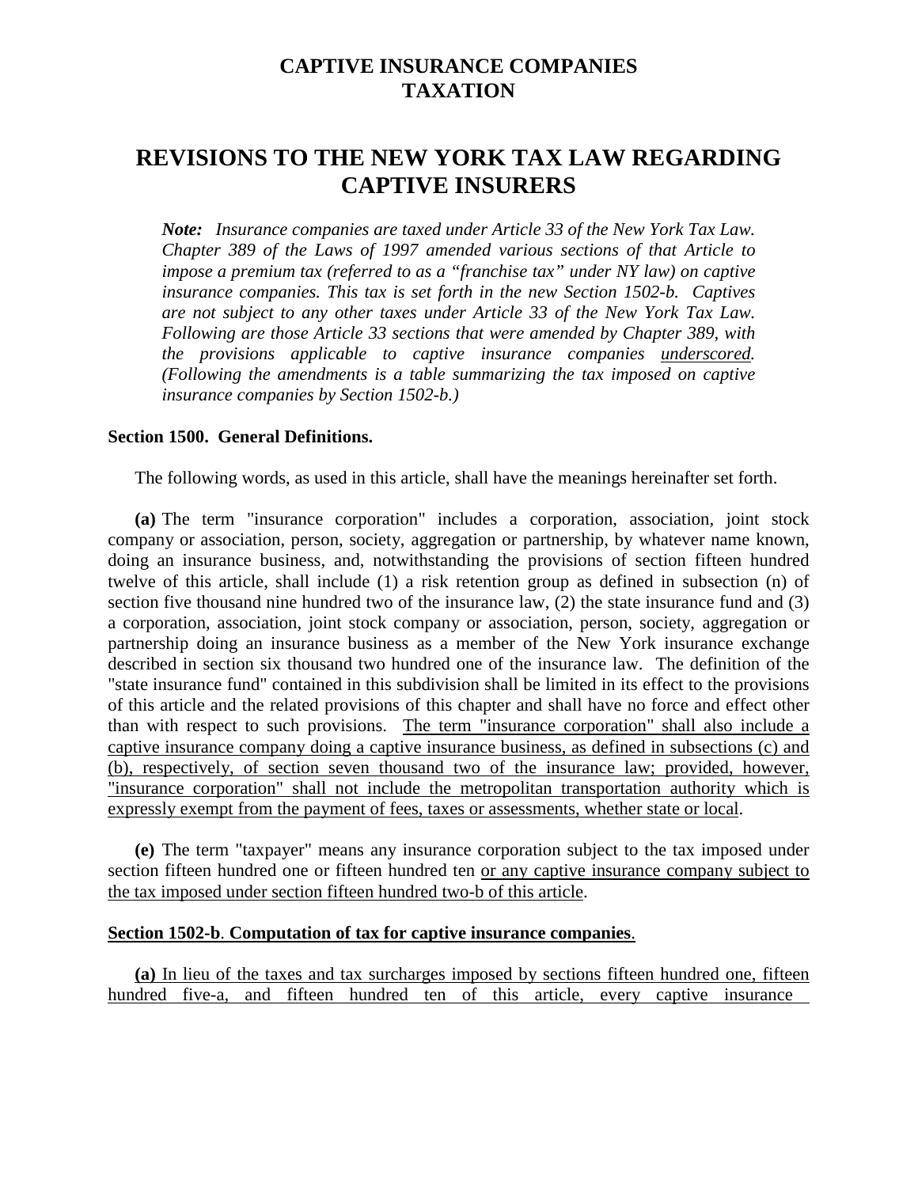# CAPTIVE INSURANCE COMPANIES TAXATION

# REVISIONS TO THE NEW YORK TAX LAW REGARDING CAPTIVE INSURERS

> ***Note:*** *Insurance companies are taxed under Article 33 of the New York Tax Law. Chapter 389 of the Laws of 1997 amended various sections of that Article to impose a premium tax (referred to as a "franchise tax" under NY law) on captive insurance companies. This tax is set forth in the new Section 1502-b. Captives are not subject to any other taxes under Article 33 of the New York Tax Law. Following are those Article 33 sections that were amended by Chapter 389, with the provisions applicable to captive insurance companies <u>underscored</u>. (Following the amendments is a table summarizing the tax imposed on captive insurance companies by Section 1502-b.)*

**Section 1500. General Definitions.**

The following words, as used in this article, shall have the meanings hereinafter set forth.

**(a)** The term "insurance corporation" includes a corporation, association, joint stock company or association, person, society, aggregation or partnership, by whatever name known, doing an insurance business, and, notwithstanding the provisions of section fifteen hundred twelve of this article, shall include (1) a risk retention group as defined in subsection (n) of section five thousand nine hundred two of the insurance law, (2) the state insurance fund and (3) a corporation, association, joint stock company or association, person, society, aggregation or partnership doing an insurance business as a member of the New York insurance exchange described in section six thousand two hundred one of the insurance law. The definition of the "state insurance fund" contained in this subdivision shall be limited in its effect to the provisions of this article and the related provisions of this chapter and shall have no force and effect other than with respect to such provisions. <u>The term "insurance corporation" shall also include a captive insurance company doing a captive insurance business, as defined in subsections (c) and (b), respectively, of section seven thousand two of the insurance law; provided, however, "insurance corporation" shall not include the metropolitan transportation authority which is expressly exempt from the payment of fees, taxes or assessments, whether state or local</u>.

**(e)** The term "taxpayer" means any insurance corporation subject to the tax imposed under section fifteen hundred one or fifteen hundred ten <u>or any captive insurance company subject to the tax imposed under section fifteen hundred two-b of this article</u>.

<u>**Section 1502-b**. **Computation of tax for captive insurance companies**.</u>

<u>**(a)** In lieu of the taxes and tax surcharges imposed by sections fifteen hundred one, fifteen hundred five-a, and fifteen hundred ten of this article, every captive insurance</u>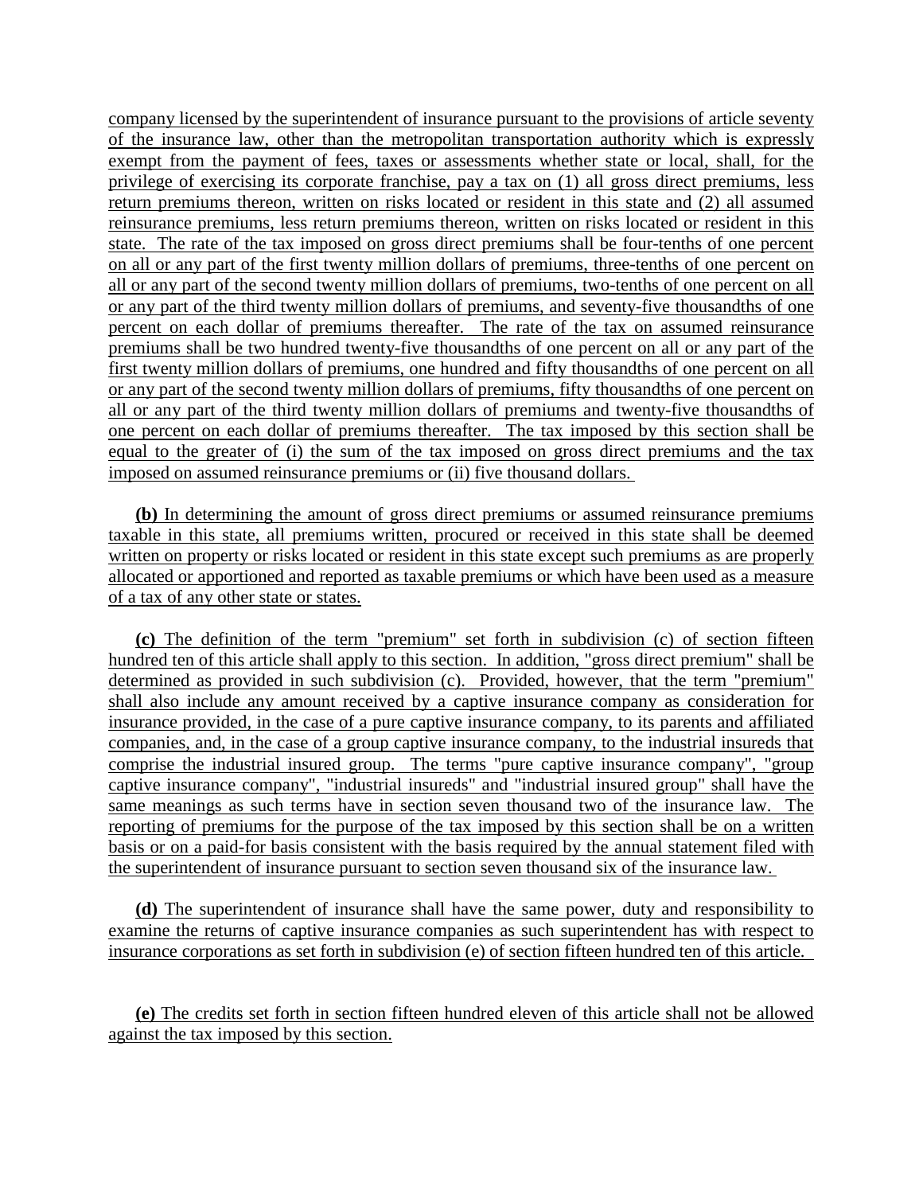company licensed by the superintendent of insurance pursuant to the provisions of article seventy of the insurance law, other than the metropolitan transportation authority which is expressly exempt from the payment of fees, taxes or assessments whether state or local, shall, for the privilege of exercising its corporate franchise, pay a tax on (1) all gross direct premiums, less return premiums thereon, written on risks located or resident in this state and (2) all assumed reinsurance premiums, less return premiums thereon, written on risks located or resident in this state. The rate of the tax imposed on gross direct premiums shall be four-tenths of one percent on all or any part of the first twenty million dollars of premiums, three-tenths of one percent on all or any part of the second twenty million dollars of premiums, two-tenths of one percent on all or any part of the third twenty million dollars of premiums, and seventy-five thousandths of one percent on each dollar of premiums thereafter. The rate of the tax on assumed reinsurance premiums shall be two hundred twenty-five thousandths of one percent on all or any part of the first twenty million dollars of premiums, one hundred and fifty thousandths of one percent on all or any part of the second twenty million dollars of premiums, fifty thousandths of one percent on all or any part of the third twenty million dollars of premiums and twenty-five thousandths of one percent on each dollar of premiums thereafter. The tax imposed by this section shall be equal to the greater of (i) the sum of the tax imposed on gross direct premiums and the tax imposed on assumed reinsurance premiums or (ii) five thousand dollars.

**(b)** In determining the amount of gross direct premiums or assumed reinsurance premiums taxable in this state, all premiums written, procured or received in this state shall be deemed written on property or risks located or resident in this state except such premiums as are properly allocated or apportioned and reported as taxable premiums or which have been used as a measure of a tax of any other state or states.

**(c)** The definition of the term "premium" set forth in subdivision (c) of section fifteen hundred ten of this article shall apply to this section. In addition, "gross direct premium" shall be determined as provided in such subdivision (c). Provided, however, that the term "premium" shall also include any amount received by a captive insurance company as consideration for insurance provided, in the case of a pure captive insurance company, to its parents and affiliated companies, and, in the case of a group captive insurance company, to the industrial insureds that comprise the industrial insured group. The terms "pure captive insurance company", "group captive insurance company", "industrial insureds" and "industrial insured group" shall have the same meanings as such terms have in section seven thousand two of the insurance law. The reporting of premiums for the purpose of the tax imposed by this section shall be on a written basis or on a paid-for basis consistent with the basis required by the annual statement filed with the superintendent of insurance pursuant to section seven thousand six of the insurance law.

**(d)** The superintendent of insurance shall have the same power, duty and responsibility to examine the returns of captive insurance companies as such superintendent has with respect to insurance corporations as set forth in subdivision (e) of section fifteen hundred ten of this article.

**(e)** The credits set forth in section fifteen hundred eleven of this article shall not be allowed against the tax imposed by this section.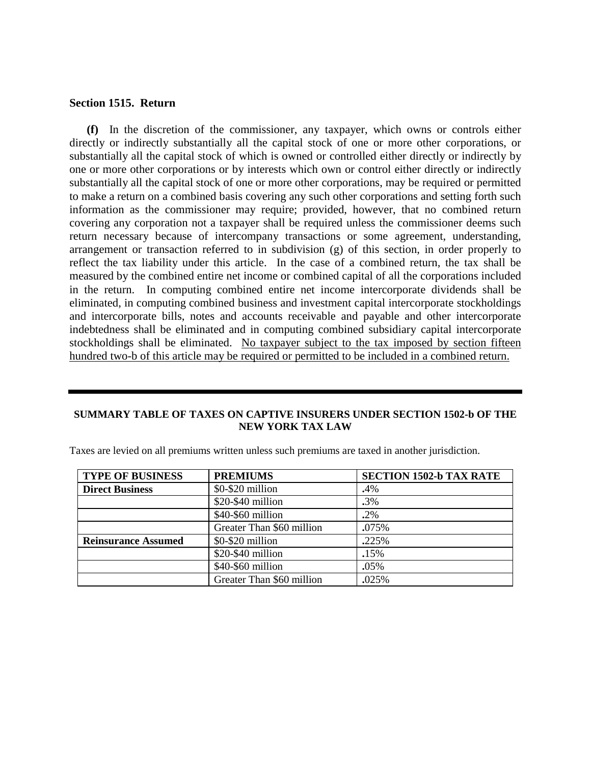**Section 1515. Return**

**(f)** In the discretion of the commissioner, any taxpayer, which owns or controls either directly or indirectly substantially all the capital stock of one or more other corporations, or substantially all the capital stock of which is owned or controlled either directly or indirectly by one or more other corporations or by interests which own or control either directly or indirectly substantially all the capital stock of one or more other corporations, may be required or permitted to make a return on a combined basis covering any such other corporations and setting forth such information as the commissioner may require; provided, however, that no combined return covering any corporation not a taxpayer shall be required unless the commissioner deems such return necessary because of intercompany transactions or some agreement, understanding, arrangement or transaction referred to in subdivision (g) of this section, in order properly to reflect the tax liability under this article. In the case of a combined return, the tax shall be measured by the combined entire net income or combined capital of all the corporations included in the return. In computing combined entire net income intercorporate dividends shall be eliminated, in computing combined business and investment capital intercorporate stockholdings and intercorporate bills, notes and accounts receivable and payable and other intercorporate indebtedness shall be eliminated and in computing combined subsidiary capital intercorporate stockholdings shall be eliminated. <u>No taxpayer subject to the tax imposed by section fifteen hundred two-b of this article may be required or permitted to be included in a combined return.</u>

---

**SUMMARY TABLE OF TAXES ON CAPTIVE INSURERS UNDER SECTION 1502-b OF THE NEW YORK TAX LAW**

Taxes are levied on all premiums written unless such premiums are taxed in another jurisdiction.

| TYPE OF BUSINESS | PREMIUMS | SECTION 1502-b TAX RATE |
|---|---|---|
| **Direct Business** | $0-$20 million | .4% |
| | $20-$40 million | .3% |
| | $40-$60 million | .2% |
| | Greater Than $60 million | .075% |
| **Reinsurance Assumed** | $0-$20 million | .225% |
| | $20-$40 million | .15% |
| | $40-$60 million | .05% |
| | Greater Than $60 million | .025% |